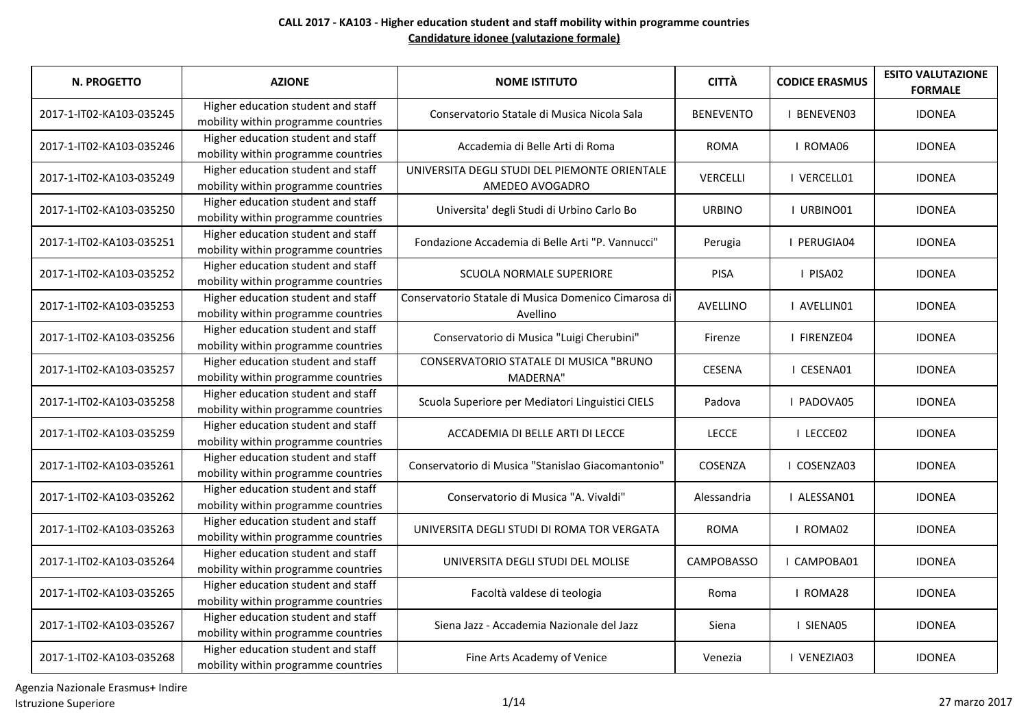**CALL 2017 - KA103 - Higher education student and staff mobility within programme countries**

**Candidature idonee (valutazione formale)**

| N. PROGETTO | AZIONE | NOME ISTITUTO | CITTÀ | CODICE ERASMUS | ESITO VALUTAZIONE FORMALE |
|---|---|---|---|---|---|
| 2017-1-IT02-KA103-035245 | Higher education student and staff mobility within programme countries | Conservatorio Statale di Musica Nicola Sala | BENEVENTO | I BENEVEN03 | IDONEA |
| 2017-1-IT02-KA103-035246 | Higher education student and staff mobility within programme countries | Accademia di Belle Arti di Roma | ROMA | I ROMA06 | IDONEA |
| 2017-1-IT02-KA103-035249 | Higher education student and staff mobility within programme countries | UNIVERSITA DEGLI STUDI DEL PIEMONTE ORIENTALE AMEDEO AVOGADRO | VERCELLI | I VERCELL01 | IDONEA |
| 2017-1-IT02-KA103-035250 | Higher education student and staff mobility within programme countries | Universita' degli Studi di Urbino Carlo Bo | URBINO | I URBINO01 | IDONEA |
| 2017-1-IT02-KA103-035251 | Higher education student and staff mobility within programme countries | Fondazione Accademia di Belle Arti "P. Vannucci" | Perugia | I PERUGIA04 | IDONEA |
| 2017-1-IT02-KA103-035252 | Higher education student and staff mobility within programme countries | SCUOLA NORMALE SUPERIORE | PISA | I PISA02 | IDONEA |
| 2017-1-IT02-KA103-035253 | Higher education student and staff mobility within programme countries | Conservatorio Statale di Musica Domenico Cimarosa di Avellino | AVELLINO | I AVELLIN01 | IDONEA |
| 2017-1-IT02-KA103-035256 | Higher education student and staff mobility within programme countries | Conservatorio di Musica "Luigi Cherubini" | Firenze | I FIRENZE04 | IDONEA |
| 2017-1-IT02-KA103-035257 | Higher education student and staff mobility within programme countries | CONSERVATORIO STATALE DI MUSICA "BRUNO MADERNA" | CESENA | I CESENA01 | IDONEA |
| 2017-1-IT02-KA103-035258 | Higher education student and staff mobility within programme countries | Scuola Superiore per Mediatori Linguistici CIELS | Padova | I PADOVA05 | IDONEA |
| 2017-1-IT02-KA103-035259 | Higher education student and staff mobility within programme countries | ACCADEMIA DI BELLE ARTI DI LECCE | LECCE | I LECCE02 | IDONEA |
| 2017-1-IT02-KA103-035261 | Higher education student and staff mobility within programme countries | Conservatorio di Musica "Stanislao Giacomantonio" | COSENZA | I COSENZA03 | IDONEA |
| 2017-1-IT02-KA103-035262 | Higher education student and staff mobility within programme countries | Conservatorio di Musica "A. Vivaldi" | Alessandria | I ALESSAN01 | IDONEA |
| 2017-1-IT02-KA103-035263 | Higher education student and staff mobility within programme countries | UNIVERSITA DEGLI STUDI DI ROMA TOR VERGATA | ROMA | I ROMA02 | IDONEA |
| 2017-1-IT02-KA103-035264 | Higher education student and staff mobility within programme countries | UNIVERSITA DEGLI STUDI DEL MOLISE | CAMPOBASSO | I CAMPOBA01 | IDONEA |
| 2017-1-IT02-KA103-035265 | Higher education student and staff mobility within programme countries | Facoltà valdese di teologia | Roma | I ROMA28 | IDONEA |
| 2017-1-IT02-KA103-035267 | Higher education student and staff mobility within programme countries | Siena Jazz - Accademia Nazionale del Jazz | Siena | I SIENA05 | IDONEA |
| 2017-1-IT02-KA103-035268 | Higher education student and staff mobility within programme countries | Fine Arts Academy of Venice | Venezia | I VENEZIA03 | IDONEA |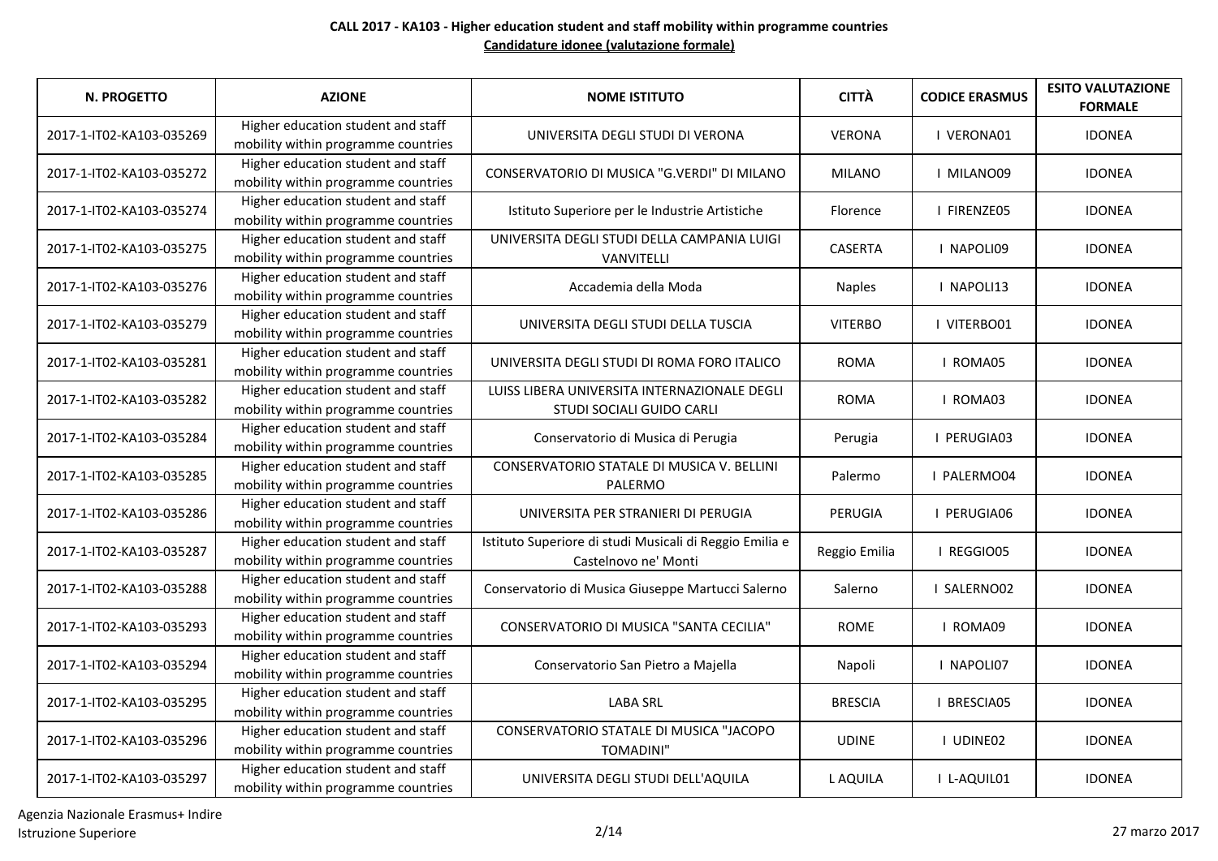**CALL 2017 - KA103 - Higher education student and staff mobility within programme countries**

**Candidature idonee (valutazione formale)**

| N. PROGETTO | AZIONE | NOME ISTITUTO | CITTÀ | CODICE ERASMUS | ESITO VALUTAZIONE FORMALE |
|---|---|---|---|---|---|
| 2017-1-IT02-KA103-035269 | Higher education student and staff mobility within programme countries | UNIVERSITA DEGLI STUDI DI VERONA | VERONA | I VERONA01 | IDONEA |
| 2017-1-IT02-KA103-035272 | Higher education student and staff mobility within programme countries | CONSERVATORIO DI MUSICA "G.VERDI" DI MILANO | MILANO | I MILANO09 | IDONEA |
| 2017-1-IT02-KA103-035274 | Higher education student and staff mobility within programme countries | Istituto Superiore per le Industrie Artistiche | Florence | I FIRENZE05 | IDONEA |
| 2017-1-IT02-KA103-035275 | Higher education student and staff mobility within programme countries | UNIVERSITA DEGLI STUDI DELLA CAMPANIA LUIGI VANVITELLI | CASERTA | I NAPOLI09 | IDONEA |
| 2017-1-IT02-KA103-035276 | Higher education student and staff mobility within programme countries | Accademia della Moda | Naples | I NAPOLI13 | IDONEA |
| 2017-1-IT02-KA103-035279 | Higher education student and staff mobility within programme countries | UNIVERSITA DEGLI STUDI DELLA TUSCIA | VITERBO | I VITERBO01 | IDONEA |
| 2017-1-IT02-KA103-035281 | Higher education student and staff mobility within programme countries | UNIVERSITA DEGLI STUDI DI ROMA FORO ITALICO | ROMA | I ROMA05 | IDONEA |
| 2017-1-IT02-KA103-035282 | Higher education student and staff mobility within programme countries | LUISS LIBERA UNIVERSITA INTERNAZIONALE DEGLI STUDI SOCIALI GUIDO CARLI | ROMA | I ROMA03 | IDONEA |
| 2017-1-IT02-KA103-035284 | Higher education student and staff mobility within programme countries | Conservatorio di Musica di Perugia | Perugia | I PERUGIA03 | IDONEA |
| 2017-1-IT02-KA103-035285 | Higher education student and staff mobility within programme countries | CONSERVATORIO STATALE DI MUSICA V. BELLINI PALERMO | Palermo | I PALERMO04 | IDONEA |
| 2017-1-IT02-KA103-035286 | Higher education student and staff mobility within programme countries | UNIVERSITA PER STRANIERI DI PERUGIA | PERUGIA | I PERUGIA06 | IDONEA |
| 2017-1-IT02-KA103-035287 | Higher education student and staff mobility within programme countries | Istituto Superiore di studi Musicali di Reggio Emilia e Castelnovo ne' Monti | Reggio Emilia | I REGGIO05 | IDONEA |
| 2017-1-IT02-KA103-035288 | Higher education student and staff mobility within programme countries | Conservatorio di Musica Giuseppe Martucci Salerno | Salerno | I SALERNO02 | IDONEA |
| 2017-1-IT02-KA103-035293 | Higher education student and staff mobility within programme countries | CONSERVATORIO DI MUSICA "SANTA CECILIA" | ROME | I ROMA09 | IDONEA |
| 2017-1-IT02-KA103-035294 | Higher education student and staff mobility within programme countries | Conservatorio San Pietro a Majella | Napoli | I NAPOLI07 | IDONEA |
| 2017-1-IT02-KA103-035295 | Higher education student and staff mobility within programme countries | LABA SRL | BRESCIA | I BRESCIA05 | IDONEA |
| 2017-1-IT02-KA103-035296 | Higher education student and staff mobility within programme countries | CONSERVATORIO STATALE DI MUSICA "JACOPO TOMADINI" | UDINE | I UDINE02 | IDONEA |
| 2017-1-IT02-KA103-035297 | Higher education student and staff mobility within programme countries | UNIVERSITA DEGLI STUDI DELL'AQUILA | L AQUILA | I L-AQUIL01 | IDONEA |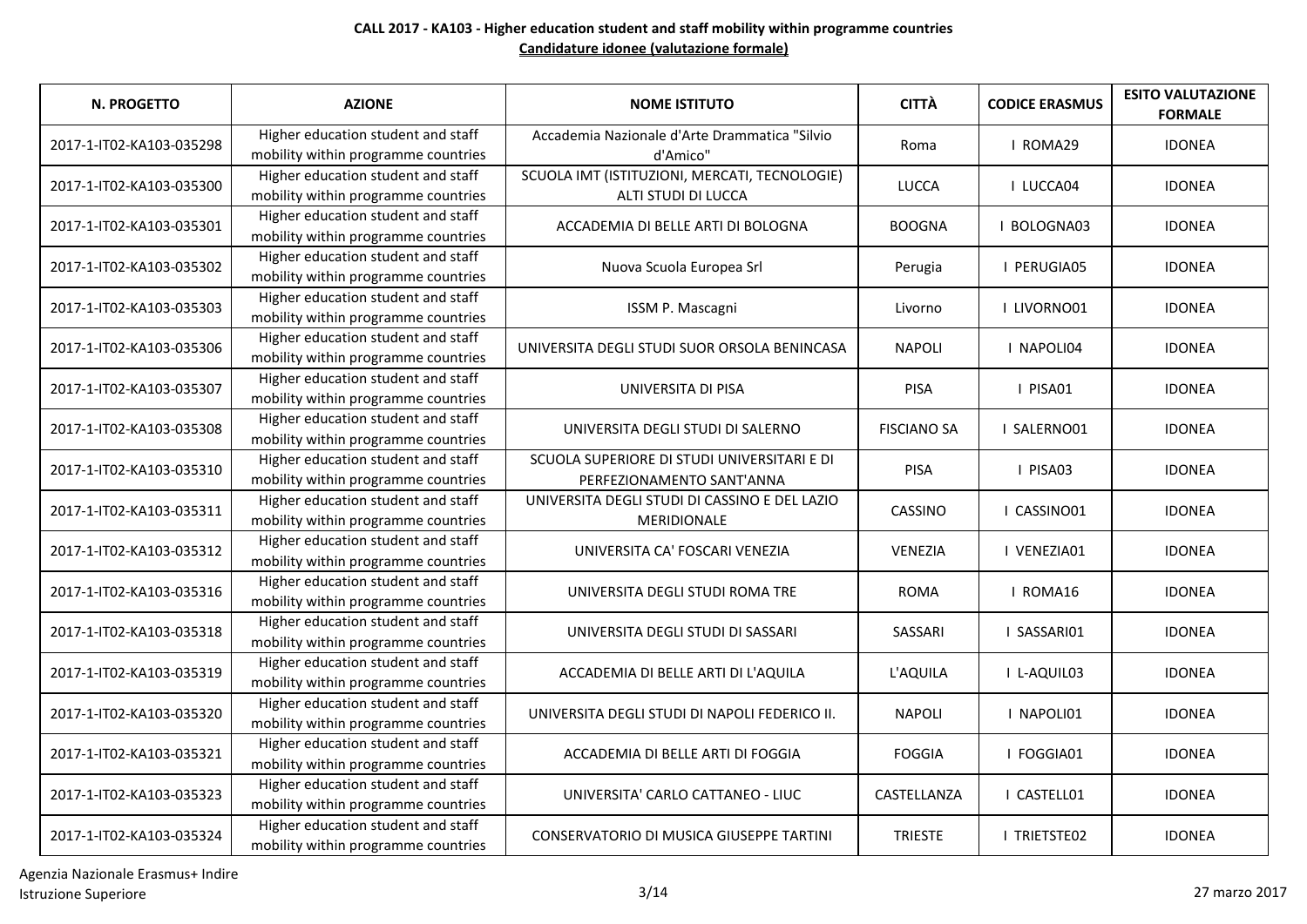**CALL 2017 - KA103 - Higher education student and staff mobility within programme countries**

**Candidature idonee (valutazione formale)**

| N. PROGETTO | AZIONE | NOME ISTITUTO | CITTÀ | CODICE ERASMUS | ESITO VALUTAZIONE FORMALE |
|---|---|---|---|---|---|
| 2017-1-IT02-KA103-035298 | Higher education student and staff mobility within programme countries | Accademia Nazionale d'Arte Drammatica "Silvio d'Amico" | Roma | I ROMA29 | IDONEA |
| 2017-1-IT02-KA103-035300 | Higher education student and staff mobility within programme countries | SCUOLA IMT (ISTITUZIONI, MERCATI, TECNOLOGIE) ALTI STUDI DI LUCCA | LUCCA | I LUCCA04 | IDONEA |
| 2017-1-IT02-KA103-035301 | Higher education student and staff mobility within programme countries | ACCADEMIA DI BELLE ARTI DI BOLOGNA | BOOGNA | I BOLOGNA03 | IDONEA |
| 2017-1-IT02-KA103-035302 | Higher education student and staff mobility within programme countries | Nuova Scuola Europea Srl | Perugia | I PERUGIA05 | IDONEA |
| 2017-1-IT02-KA103-035303 | Higher education student and staff mobility within programme countries | ISSM P. Mascagni | Livorno | I LIVORNO01 | IDONEA |
| 2017-1-IT02-KA103-035306 | Higher education student and staff mobility within programme countries | UNIVERSITA DEGLI STUDI SUOR ORSOLA BENINCASA | NAPOLI | I NAPOLI04 | IDONEA |
| 2017-1-IT02-KA103-035307 | Higher education student and staff mobility within programme countries | UNIVERSITA DI PISA | PISA | I PISA01 | IDONEA |
| 2017-1-IT02-KA103-035308 | Higher education student and staff mobility within programme countries | UNIVERSITA DEGLI STUDI DI SALERNO | FISCIANO SA | I SALERNO01 | IDONEA |
| 2017-1-IT02-KA103-035310 | Higher education student and staff mobility within programme countries | SCUOLA SUPERIORE DI STUDI UNIVERSITARI E DI PERFEZIONAMENTO SANT'ANNA | PISA | I PISA03 | IDONEA |
| 2017-1-IT02-KA103-035311 | Higher education student and staff mobility within programme countries | UNIVERSITA DEGLI STUDI DI CASSINO E DEL LAZIO MERIDIONALE | CASSINO | I CASSINO01 | IDONEA |
| 2017-1-IT02-KA103-035312 | Higher education student and staff mobility within programme countries | UNIVERSITA CA' FOSCARI VENEZIA | VENEZIA | I VENEZIA01 | IDONEA |
| 2017-1-IT02-KA103-035316 | Higher education student and staff mobility within programme countries | UNIVERSITA DEGLI STUDI ROMA TRE | ROMA | I ROMA16 | IDONEA |
| 2017-1-IT02-KA103-035318 | Higher education student and staff mobility within programme countries | UNIVERSITA DEGLI STUDI DI SASSARI | SASSARI | I SASSARI01 | IDONEA |
| 2017-1-IT02-KA103-035319 | Higher education student and staff mobility within programme countries | ACCADEMIA DI BELLE ARTI DI L'AQUILA | L'AQUILA | I L-AQUIL03 | IDONEA |
| 2017-1-IT02-KA103-035320 | Higher education student and staff mobility within programme countries | UNIVERSITA DEGLI STUDI DI NAPOLI FEDERICO II. | NAPOLI | I NAPOLI01 | IDONEA |
| 2017-1-IT02-KA103-035321 | Higher education student and staff mobility within programme countries | ACCADEMIA DI BELLE ARTI DI FOGGIA | FOGGIA | I FOGGIA01 | IDONEA |
| 2017-1-IT02-KA103-035323 | Higher education student and staff mobility within programme countries | UNIVERSITA' CARLO CATTANEO - LIUC | CASTELLANZA | I CASTELL01 | IDONEA |
| 2017-1-IT02-KA103-035324 | Higher education student and staff mobility within programme countries | CONSERVATORIO DI MUSICA GIUSEPPE TARTINI | TRIESTE | I TRIETSTE02 | IDONEA |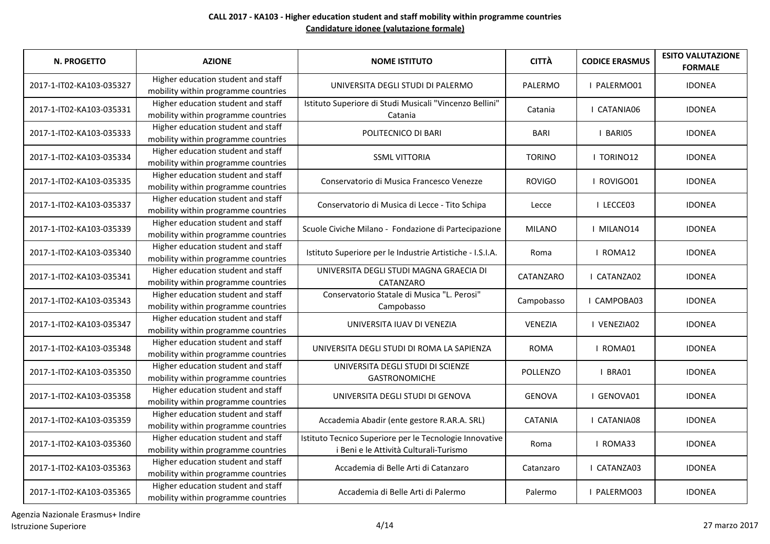**CALL 2017 - KA103 - Higher education student and staff mobility within programme countries**

**Candidature idonee (valutazione formale)**

| N. PROGETTO | AZIONE | NOME ISTITUTO | CITTÀ | CODICE ERASMUS | ESITO VALUTAZIONE FORMALE |
|---|---|---|---|---|---|
| 2017-1-IT02-KA103-035327 | Higher education student and staff mobility within programme countries | UNIVERSITA DEGLI STUDI DI PALERMO | PALERMO | I PALERMO01 | IDONEA |
| 2017-1-IT02-KA103-035331 | Higher education student and staff mobility within programme countries | Istituto Superiore di Studi Musicali "Vincenzo Bellini" Catania | Catania | I CATANIA06 | IDONEA |
| 2017-1-IT02-KA103-035333 | Higher education student and staff mobility within programme countries | POLITECNICO DI BARI | BARI | I BARI05 | IDONEA |
| 2017-1-IT02-KA103-035334 | Higher education student and staff mobility within programme countries | SSML VITTORIA | TORINO | I TORINO12 | IDONEA |
| 2017-1-IT02-KA103-035335 | Higher education student and staff mobility within programme countries | Conservatorio di Musica Francesco Venezze | ROVIGO | I ROVIGO01 | IDONEA |
| 2017-1-IT02-KA103-035337 | Higher education student and staff mobility within programme countries | Conservatorio di Musica di Lecce - Tito Schipa | Lecce | I LECCE03 | IDONEA |
| 2017-1-IT02-KA103-035339 | Higher education student and staff mobility within programme countries | Scuole Civiche Milano - Fondazione di Partecipazione | MILANO | I MILANO14 | IDONEA |
| 2017-1-IT02-KA103-035340 | Higher education student and staff mobility within programme countries | Istituto Superiore per le Industrie Artistiche - I.S.I.A. | Roma | I ROMA12 | IDONEA |
| 2017-1-IT02-KA103-035341 | Higher education student and staff mobility within programme countries | UNIVERSITA DEGLI STUDI MAGNA GRAECIA DI CATANZARO | CATANZARO | I CATANZA02 | IDONEA |
| 2017-1-IT02-KA103-035343 | Higher education student and staff mobility within programme countries | Conservatorio Statale di Musica "L. Perosi" Campobasso | Campobasso | I CAMPOBA03 | IDONEA |
| 2017-1-IT02-KA103-035347 | Higher education student and staff mobility within programme countries | UNIVERSITA IUAV DI VENEZIA | VENEZIA | I VENEZIA02 | IDONEA |
| 2017-1-IT02-KA103-035348 | Higher education student and staff mobility within programme countries | UNIVERSITA DEGLI STUDI DI ROMA LA SAPIENZA | ROMA | I ROMA01 | IDONEA |
| 2017-1-IT02-KA103-035350 | Higher education student and staff mobility within programme countries | UNIVERSITA DEGLI STUDI DI SCIENZE GASTRONOMICHE | POLLENZO | I BRA01 | IDONEA |
| 2017-1-IT02-KA103-035358 | Higher education student and staff mobility within programme countries | UNIVERSITA DEGLI STUDI DI GENOVA | GENOVA | I GENOVA01 | IDONEA |
| 2017-1-IT02-KA103-035359 | Higher education student and staff mobility within programme countries | Accademia Abadir (ente gestore R.AR.A. SRL) | CATANIA | I CATANIA08 | IDONEA |
| 2017-1-IT02-KA103-035360 | Higher education student and staff mobility within programme countries | Istituto Tecnico Superiore per le Tecnologie Innovative i Beni e le Attività Culturali-Turismo | Roma | I ROMA33 | IDONEA |
| 2017-1-IT02-KA103-035363 | Higher education student and staff mobility within programme countries | Accademia di Belle Arti di Catanzaro | Catanzaro | I CATANZA03 | IDONEA |
| 2017-1-IT02-KA103-035365 | Higher education student and staff mobility within programme countries | Accademia di Belle Arti di Palermo | Palermo | I PALERMO03 | IDONEA |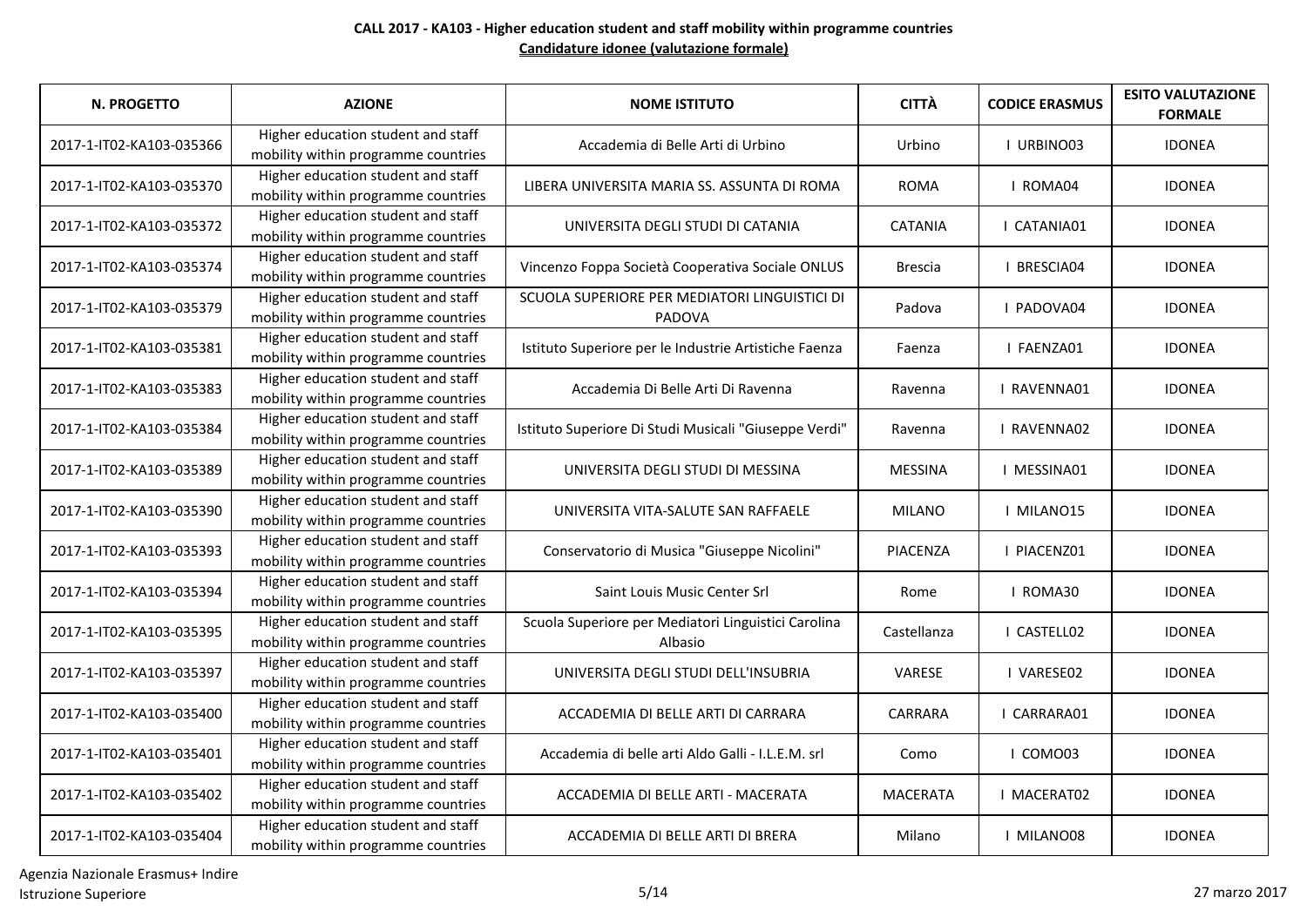**CALL 2017 - KA103 - Higher education student and staff mobility within programme countries**

**Candidature idonee (valutazione formale)**

| N. PROGETTO | AZIONE | NOME ISTITUTO | CITTÀ | CODICE ERASMUS | ESITO VALUTAZIONE FORMALE |
|---|---|---|---|---|---|
| 2017-1-IT02-KA103-035366 | Higher education student and staff mobility within programme countries | Accademia di Belle Arti di Urbino | Urbino | I URBINO03 | IDONEA |
| 2017-1-IT02-KA103-035370 | Higher education student and staff mobility within programme countries | LIBERA UNIVERSITA MARIA SS. ASSUNTA DI ROMA | ROMA | I ROMA04 | IDONEA |
| 2017-1-IT02-KA103-035372 | Higher education student and staff mobility within programme countries | UNIVERSITA DEGLI STUDI DI CATANIA | CATANIA | I CATANIA01 | IDONEA |
| 2017-1-IT02-KA103-035374 | Higher education student and staff mobility within programme countries | Vincenzo Foppa Società Cooperativa Sociale ONLUS | Brescia | I BRESCIA04 | IDONEA |
| 2017-1-IT02-KA103-035379 | Higher education student and staff mobility within programme countries | SCUOLA SUPERIORE PER MEDIATORI LINGUISTICI DI PADOVA | Padova | I PADOVA04 | IDONEA |
| 2017-1-IT02-KA103-035381 | Higher education student and staff mobility within programme countries | Istituto Superiore per le Industrie Artistiche Faenza | Faenza | I FAENZA01 | IDONEA |
| 2017-1-IT02-KA103-035383 | Higher education student and staff mobility within programme countries | Accademia Di Belle Arti Di Ravenna | Ravenna | I RAVENNA01 | IDONEA |
| 2017-1-IT02-KA103-035384 | Higher education student and staff mobility within programme countries | Istituto Superiore Di Studi Musicali "Giuseppe Verdi" | Ravenna | I RAVENNA02 | IDONEA |
| 2017-1-IT02-KA103-035389 | Higher education student and staff mobility within programme countries | UNIVERSITA DEGLI STUDI DI MESSINA | MESSINA | I MESSINA01 | IDONEA |
| 2017-1-IT02-KA103-035390 | Higher education student and staff mobility within programme countries | UNIVERSITA VITA-SALUTE SAN RAFFAELE | MILANO | I MILANO15 | IDONEA |
| 2017-1-IT02-KA103-035393 | Higher education student and staff mobility within programme countries | Conservatorio di Musica "Giuseppe Nicolini" | PIACENZA | I PIACENZ01 | IDONEA |
| 2017-1-IT02-KA103-035394 | Higher education student and staff mobility within programme countries | Saint Louis Music Center Srl | Rome | I ROMA30 | IDONEA |
| 2017-1-IT02-KA103-035395 | Higher education student and staff mobility within programme countries | Scuola Superiore per Mediatori Linguistici Carolina Albasio | Castellanza | I CASTELL02 | IDONEA |
| 2017-1-IT02-KA103-035397 | Higher education student and staff mobility within programme countries | UNIVERSITA DEGLI STUDI DELL'INSUBRIA | VARESE | I VARESE02 | IDONEA |
| 2017-1-IT02-KA103-035400 | Higher education student and staff mobility within programme countries | ACCADEMIA DI BELLE ARTI DI CARRARA | CARRARA | I CARRARA01 | IDONEA |
| 2017-1-IT02-KA103-035401 | Higher education student and staff mobility within programme countries | Accademia di belle arti Aldo Galli - I.L.E.M. srl | Como | I COMO03 | IDONEA |
| 2017-1-IT02-KA103-035402 | Higher education student and staff mobility within programme countries | ACCADEMIA DI BELLE ARTI - MACERATA | MACERATA | I MACERAT02 | IDONEA |
| 2017-1-IT02-KA103-035404 | Higher education student and staff mobility within programme countries | ACCADEMIA DI BELLE ARTI DI BRERA | Milano | I MILANO08 | IDONEA |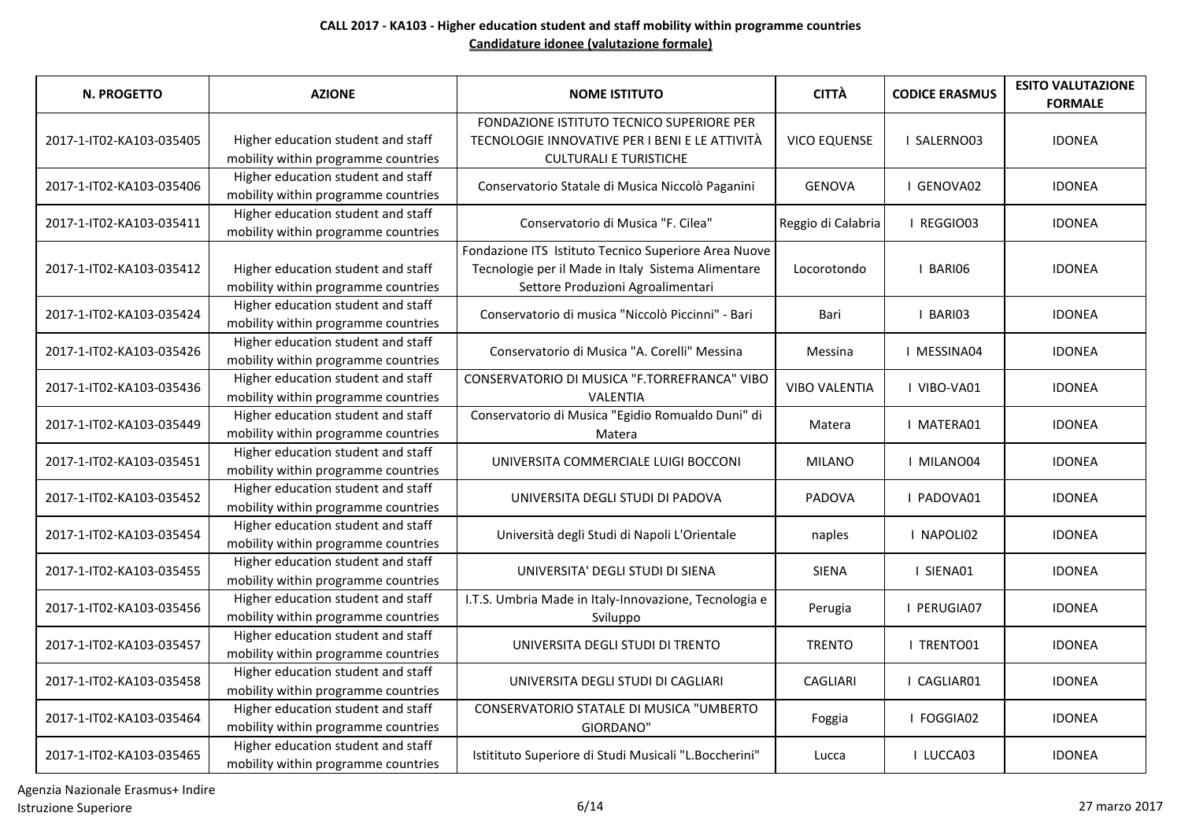**CALL 2017 - KA103 - Higher education student and staff mobility within programme countries**

**Candidature idonee (valutazione formale)**

| N. PROGETTO | AZIONE | NOME ISTITUTO | CITTÀ | CODICE ERASMUS | ESITO VALUTAZIONE FORMALE |
|---|---|---|---|---|---|
| 2017-1-IT02-KA103-035405 | Higher education student and staff mobility within programme countries | FONDAZIONE ISTITUTO TECNICO SUPERIORE PER TECNOLOGIE INNOVATIVE PER I BENI E LE ATTIVITÀ CULTURALI E TURISTICHE | VICO EQUENSE | I SALERNO03 | IDONEA |
| 2017-1-IT02-KA103-035406 | Higher education student and staff mobility within programme countries | Conservatorio Statale di Musica Niccolò Paganini | GENOVA | I GENOVA02 | IDONEA |
| 2017-1-IT02-KA103-035411 | Higher education student and staff mobility within programme countries | Conservatorio di Musica "F. Cilea" | Reggio di Calabria | I REGGIO03 | IDONEA |
| 2017-1-IT02-KA103-035412 | Higher education student and staff mobility within programme countries | Fondazione ITS Istituto Tecnico Superiore Area Nuove Tecnologie per il Made in Italy Sistema Alimentare Settore Produzioni Agroalimentari | Locorotondo | I BARI06 | IDONEA |
| 2017-1-IT02-KA103-035424 | Higher education student and staff mobility within programme countries | Conservatorio di musica "Niccolò Piccinni" - Bari | Bari | I BARI03 | IDONEA |
| 2017-1-IT02-KA103-035426 | Higher education student and staff mobility within programme countries | Conservatorio di Musica "A. Corelli" Messina | Messina | I MESSINA04 | IDONEA |
| 2017-1-IT02-KA103-035436 | Higher education student and staff mobility within programme countries | CONSERVATORIO DI MUSICA "F.TORREFRANCA" VIBO VALENTIA | VIBO VALENTIA | I VIBO-VA01 | IDONEA |
| 2017-1-IT02-KA103-035449 | Higher education student and staff mobility within programme countries | Conservatorio di Musica "Egidio Romualdo Duni" di Matera | Matera | I MATERA01 | IDONEA |
| 2017-1-IT02-KA103-035451 | Higher education student and staff mobility within programme countries | UNIVERSITA COMMERCIALE LUIGI BOCCONI | MILANO | I MILANO04 | IDONEA |
| 2017-1-IT02-KA103-035452 | Higher education student and staff mobility within programme countries | UNIVERSITA DEGLI STUDI DI PADOVA | PADOVA | I PADOVA01 | IDONEA |
| 2017-1-IT02-KA103-035454 | Higher education student and staff mobility within programme countries | Università degli Studi di Napoli L'Orientale | naples | I NAPOLI02 | IDONEA |
| 2017-1-IT02-KA103-035455 | Higher education student and staff mobility within programme countries | UNIVERSITA' DEGLI STUDI DI SIENA | SIENA | I SIENA01 | IDONEA |
| 2017-1-IT02-KA103-035456 | Higher education student and staff mobility within programme countries | I.T.S. Umbria Made in Italy-Innovazione, Tecnologia e Sviluppo | Perugia | I PERUGIA07 | IDONEA |
| 2017-1-IT02-KA103-035457 | Higher education student and staff mobility within programme countries | UNIVERSITA DEGLI STUDI DI TRENTO | TRENTO | I TRENTO01 | IDONEA |
| 2017-1-IT02-KA103-035458 | Higher education student and staff mobility within programme countries | UNIVERSITA DEGLI STUDI DI CAGLIARI | CAGLIARI | I CAGLIAR01 | IDONEA |
| 2017-1-IT02-KA103-035464 | Higher education student and staff mobility within programme countries | CONSERVATORIO STATALE DI MUSICA "UMBERTO GIORDANO" | Foggia | I FOGGIA02 | IDONEA |
| 2017-1-IT02-KA103-035465 | Higher education student and staff mobility within programme countries | Istitituto Superiore di Studi Musicali "L.Boccherini" | Lucca | I LUCCA03 | IDONEA |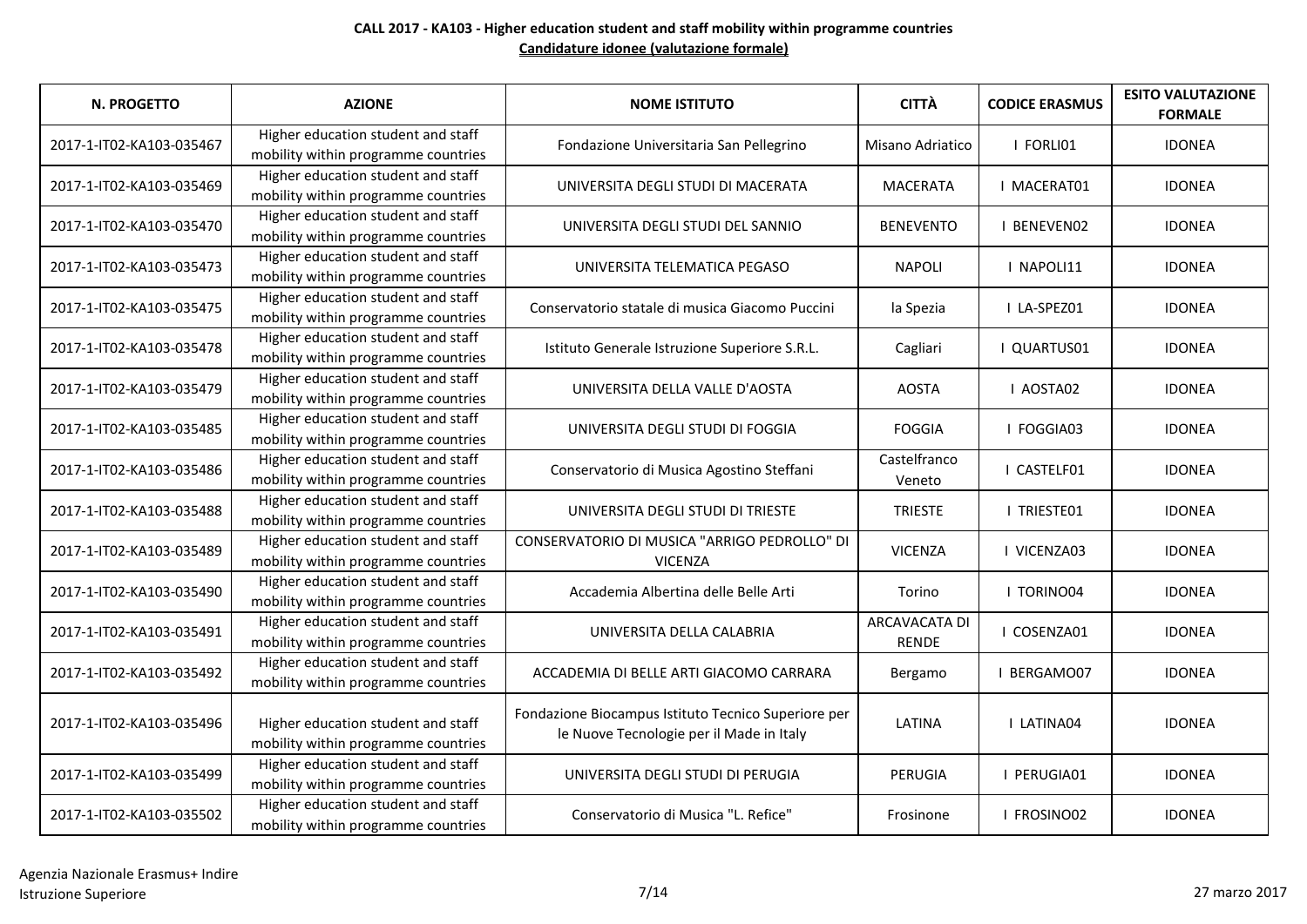**CALL 2017 - KA103 - Higher education student and staff mobility within programme countries**

**Candidature idonee (valutazione formale)**

| N. PROGETTO | AZIONE | NOME ISTITUTO | CITTÀ | CODICE ERASMUS | ESITO VALUTAZIONE FORMALE |
|---|---|---|---|---|---|
| 2017-1-IT02-KA103-035467 | Higher education student and staff mobility within programme countries | Fondazione Universitaria San Pellegrino | Misano Adriatico | I FORLI01 | IDONEA |
| 2017-1-IT02-KA103-035469 | Higher education student and staff mobility within programme countries | UNIVERSITA DEGLI STUDI DI MACERATA | MACERATA | I MACERAT01 | IDONEA |
| 2017-1-IT02-KA103-035470 | Higher education student and staff mobility within programme countries | UNIVERSITA DEGLI STUDI DEL SANNIO | BENEVENTO | I BENEVEN02 | IDONEA |
| 2017-1-IT02-KA103-035473 | Higher education student and staff mobility within programme countries | UNIVERSITA TELEMATICA PEGASO | NAPOLI | I NAPOLI11 | IDONEA |
| 2017-1-IT02-KA103-035475 | Higher education student and staff mobility within programme countries | Conservatorio statale di musica Giacomo Puccini | la Spezia | I LA-SPEZ01 | IDONEA |
| 2017-1-IT02-KA103-035478 | Higher education student and staff mobility within programme countries | Istituto Generale Istruzione Superiore S.R.L. | Cagliari | I QUARTUS01 | IDONEA |
| 2017-1-IT02-KA103-035479 | Higher education student and staff mobility within programme countries | UNIVERSITA DELLA VALLE D'AOSTA | AOSTA | I AOSTA02 | IDONEA |
| 2017-1-IT02-KA103-035485 | Higher education student and staff mobility within programme countries | UNIVERSITA DEGLI STUDI DI FOGGIA | FOGGIA | I FOGGIA03 | IDONEA |
| 2017-1-IT02-KA103-035486 | Higher education student and staff mobility within programme countries | Conservatorio di Musica Agostino Steffani | Castelfranco Veneto | I CASTELF01 | IDONEA |
| 2017-1-IT02-KA103-035488 | Higher education student and staff mobility within programme countries | UNIVERSITA DEGLI STUDI DI TRIESTE | TRIESTE | I TRIESTE01 | IDONEA |
| 2017-1-IT02-KA103-035489 | Higher education student and staff mobility within programme countries | CONSERVATORIO DI MUSICA "ARRIGO PEDROLLO" DI VICENZA | VICENZA | I VICENZA03 | IDONEA |
| 2017-1-IT02-KA103-035490 | Higher education student and staff mobility within programme countries | Accademia Albertina delle Belle Arti | Torino | I TORINO04 | IDONEA |
| 2017-1-IT02-KA103-035491 | Higher education student and staff mobility within programme countries | UNIVERSITA DELLA CALABRIA | ARCAVACATA DI RENDE | I COSENZA01 | IDONEA |
| 2017-1-IT02-KA103-035492 | Higher education student and staff mobility within programme countries | ACCADEMIA DI BELLE ARTI GIACOMO CARRARA | Bergamo | I BERGAMO07 | IDONEA |
| 2017-1-IT02-KA103-035496 | Higher education student and staff mobility within programme countries | Fondazione Biocampus Istituto Tecnico Superiore per le Nuove Tecnologie per il Made in Italy | LATINA | I LATINA04 | IDONEA |
| 2017-1-IT02-KA103-035499 | Higher education student and staff mobility within programme countries | UNIVERSITA DEGLI STUDI DI PERUGIA | PERUGIA | I PERUGIA01 | IDONEA |
| 2017-1-IT02-KA103-035502 | Higher education student and staff mobility within programme countries | Conservatorio di Musica "L. Refice" | Frosinone | I FROSINO02 | IDONEA |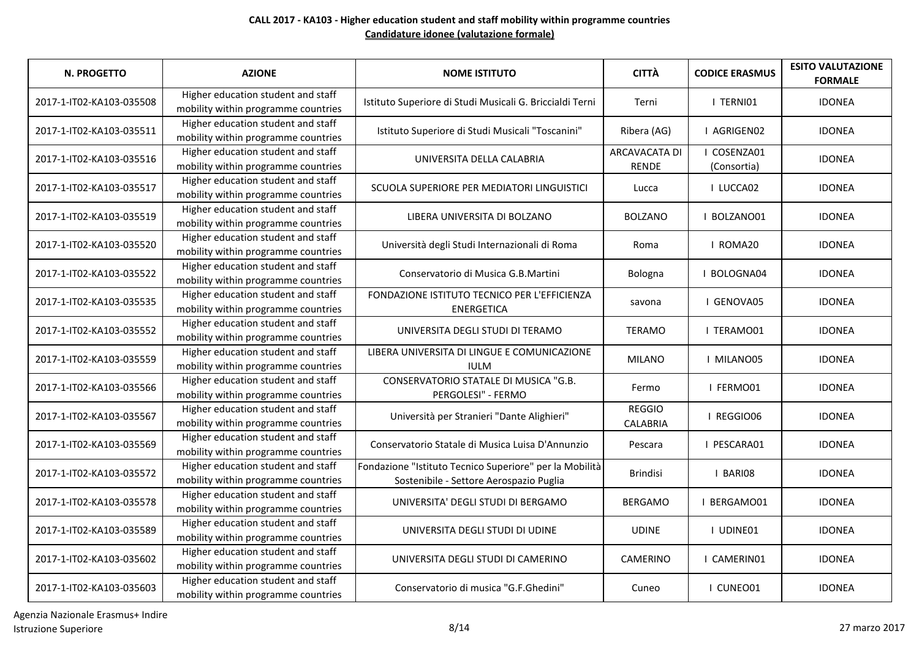**CALL 2017 - KA103 - Higher education student and staff mobility within programme countries**

**Candidature idonee (valutazione formale)**

| N. PROGETTO | AZIONE | NOME ISTITUTO | CITTÀ | CODICE ERASMUS | ESITO VALUTAZIONE FORMALE |
|---|---|---|---|---|---|
| 2017-1-IT02-KA103-035508 | Higher education student and staff mobility within programme countries | Istituto Superiore di Studi Musicali G. Briccialdi Terni | Terni | I TERNI01 | IDONEA |
| 2017-1-IT02-KA103-035511 | Higher education student and staff mobility within programme countries | Istituto Superiore di Studi Musicali "Toscanini" | Ribera (AG) | I AGRIGEN02 | IDONEA |
| 2017-1-IT02-KA103-035516 | Higher education student and staff mobility within programme countries | UNIVERSITA DELLA CALABRIA | ARCAVACATA DI RENDE | I COSENZA01 (Consortia) | IDONEA |
| 2017-1-IT02-KA103-035517 | Higher education student and staff mobility within programme countries | SCUOLA SUPERIORE PER MEDIATORI LINGUISTICI | Lucca | I LUCCA02 | IDONEA |
| 2017-1-IT02-KA103-035519 | Higher education student and staff mobility within programme countries | LIBERA UNIVERSITA DI BOLZANO | BOLZANO | I BOLZANO01 | IDONEA |
| 2017-1-IT02-KA103-035520 | Higher education student and staff mobility within programme countries | Università degli Studi Internazionali di Roma | Roma | I ROMA20 | IDONEA |
| 2017-1-IT02-KA103-035522 | Higher education student and staff mobility within programme countries | Conservatorio di Musica G.B.Martini | Bologna | I BOLOGNA04 | IDONEA |
| 2017-1-IT02-KA103-035535 | Higher education student and staff mobility within programme countries | FONDAZIONE ISTITUTO TECNICO PER L'EFFICIENZA ENERGETICA | savona | I GENOVA05 | IDONEA |
| 2017-1-IT02-KA103-035552 | Higher education student and staff mobility within programme countries | UNIVERSITA DEGLI STUDI DI TERAMO | TERAMO | I TERAMO01 | IDONEA |
| 2017-1-IT02-KA103-035559 | Higher education student and staff mobility within programme countries | LIBERA UNIVERSITA DI LINGUE E COMUNICAZIONE IULM | MILANO | I MILANO05 | IDONEA |
| 2017-1-IT02-KA103-035566 | Higher education student and staff mobility within programme countries | CONSERVATORIO STATALE DI MUSICA "G.B. PERGOLESI" - FERMO | Fermo | I FERMO01 | IDONEA |
| 2017-1-IT02-KA103-035567 | Higher education student and staff mobility within programme countries | Università per Stranieri "Dante Alighieri" | REGGIO CALABRIA | I REGGIO06 | IDONEA |
| 2017-1-IT02-KA103-035569 | Higher education student and staff mobility within programme countries | Conservatorio Statale di Musica Luisa D'Annunzio | Pescara | I PESCARA01 | IDONEA |
| 2017-1-IT02-KA103-035572 | Higher education student and staff mobility within programme countries | Fondazione "Istituto Tecnico Superiore" per la Mobilità Sostenibile - Settore Aerospazio Puglia | Brindisi | I BARI08 | IDONEA |
| 2017-1-IT02-KA103-035578 | Higher education student and staff mobility within programme countries | UNIVERSITA' DEGLI STUDI DI BERGAMO | BERGAMO | I BERGAMO01 | IDONEA |
| 2017-1-IT02-KA103-035589 | Higher education student and staff mobility within programme countries | UNIVERSITA DEGLI STUDI DI UDINE | UDINE | I UDINE01 | IDONEA |
| 2017-1-IT02-KA103-035602 | Higher education student and staff mobility within programme countries | UNIVERSITA DEGLI STUDI DI CAMERINO | CAMERINO | I CAMERIN01 | IDONEA |
| 2017-1-IT02-KA103-035603 | Higher education student and staff mobility within programme countries | Conservatorio di musica "G.F.Ghedini" | Cuneo | I CUNEO01 | IDONEA |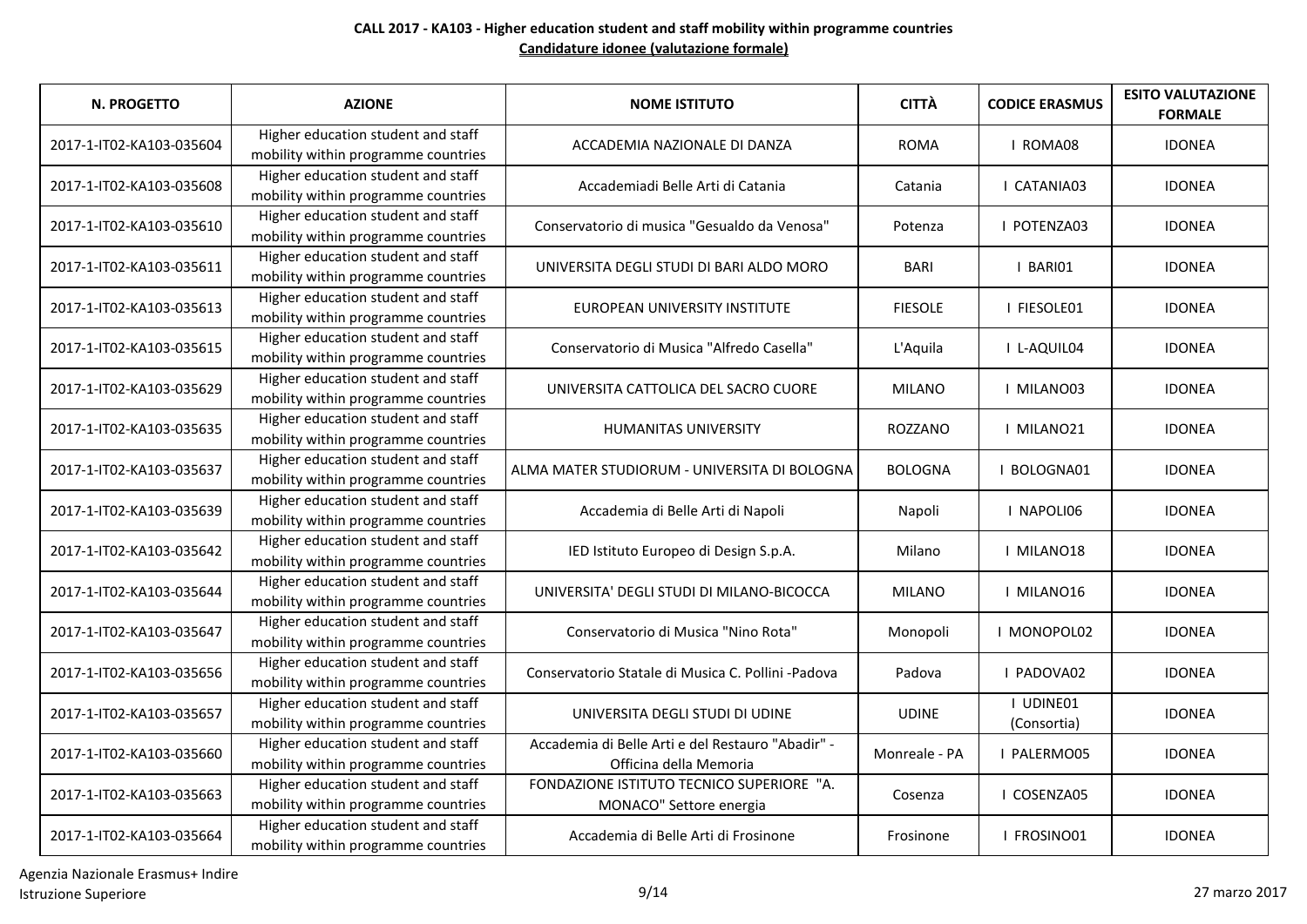**CALL 2017 - KA103 - Higher education student and staff mobility within programme countries**

**Candidature idonee (valutazione formale)**

| N. PROGETTO | AZIONE | NOME ISTITUTO | CITTÀ | CODICE ERASMUS | ESITO VALUTAZIONE FORMALE |
|---|---|---|---|---|---|
| 2017-1-IT02-KA103-035604 | Higher education student and staff mobility within programme countries | ACCADEMIA NAZIONALE DI DANZA | ROMA | I ROMA08 | IDONEA |
| 2017-1-IT02-KA103-035608 | Higher education student and staff mobility within programme countries | Accademiadi Belle Arti di Catania | Catania | I CATANIA03 | IDONEA |
| 2017-1-IT02-KA103-035610 | Higher education student and staff mobility within programme countries | Conservatorio di musica "Gesualdo da Venosa" | Potenza | I POTENZA03 | IDONEA |
| 2017-1-IT02-KA103-035611 | Higher education student and staff mobility within programme countries | UNIVERSITA DEGLI STUDI DI BARI ALDO MORO | BARI | I BARI01 | IDONEA |
| 2017-1-IT02-KA103-035613 | Higher education student and staff mobility within programme countries | EUROPEAN UNIVERSITY INSTITUTE | FIESOLE | I FIESOLE01 | IDONEA |
| 2017-1-IT02-KA103-035615 | Higher education student and staff mobility within programme countries | Conservatorio di Musica "Alfredo Casella" | L'Aquila | I L-AQUIL04 | IDONEA |
| 2017-1-IT02-KA103-035629 | Higher education student and staff mobility within programme countries | UNIVERSITA CATTOLICA DEL SACRO CUORE | MILANO | I MILANO03 | IDONEA |
| 2017-1-IT02-KA103-035635 | Higher education student and staff mobility within programme countries | HUMANITAS UNIVERSITY | ROZZANO | I MILANO21 | IDONEA |
| 2017-1-IT02-KA103-035637 | Higher education student and staff mobility within programme countries | ALMA MATER STUDIORUM - UNIVERSITA DI BOLOGNA | BOLOGNA | I BOLOGNA01 | IDONEA |
| 2017-1-IT02-KA103-035639 | Higher education student and staff mobility within programme countries | Accademia di Belle Arti di Napoli | Napoli | I NAPOLI06 | IDONEA |
| 2017-1-IT02-KA103-035642 | Higher education student and staff mobility within programme countries | IED Istituto Europeo di Design S.p.A. | Milano | I MILANO18 | IDONEA |
| 2017-1-IT02-KA103-035644 | Higher education student and staff mobility within programme countries | UNIVERSITA' DEGLI STUDI DI MILANO-BICOCCA | MILANO | I MILANO16 | IDONEA |
| 2017-1-IT02-KA103-035647 | Higher education student and staff mobility within programme countries | Conservatorio di Musica "Nino Rota" | Monopoli | I MONOPOL02 | IDONEA |
| 2017-1-IT02-KA103-035656 | Higher education student and staff mobility within programme countries | Conservatorio Statale di Musica C. Pollini -Padova | Padova | I PADOVA02 | IDONEA |
| 2017-1-IT02-KA103-035657 | Higher education student and staff mobility within programme countries | UNIVERSITA DEGLI STUDI DI UDINE | UDINE | I UDINE01 (Consortia) | IDONEA |
| 2017-1-IT02-KA103-035660 | Higher education student and staff mobility within programme countries | Accademia di Belle Arti e del Restauro "Abadir" - Officina della Memoria | Monreale - PA | I PALERMO05 | IDONEA |
| 2017-1-IT02-KA103-035663 | Higher education student and staff mobility within programme countries | FONDAZIONE ISTITUTO TECNICO SUPERIORE "A. MONACO" Settore energia | Cosenza | I COSENZA05 | IDONEA |
| 2017-1-IT02-KA103-035664 | Higher education student and staff mobility within programme countries | Accademia di Belle Arti di Frosinone | Frosinone | I FROSINO01 | IDONEA |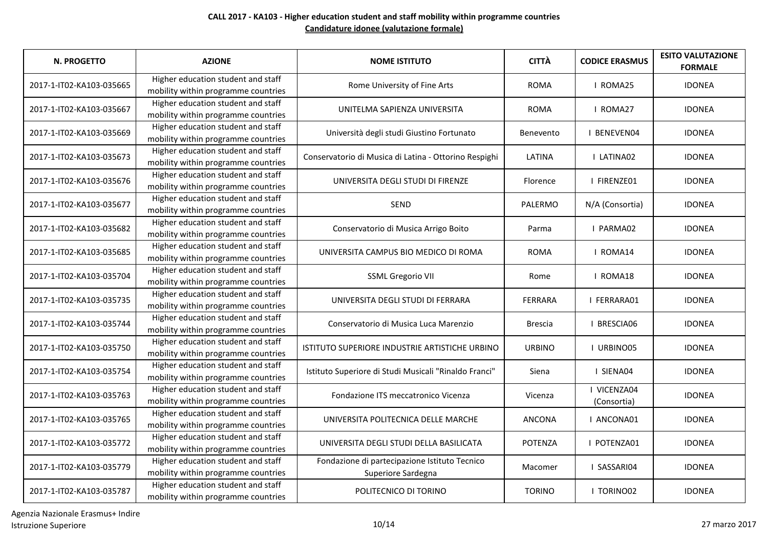**CALL 2017 - KA103 - Higher education student and staff mobility within programme countries**

**Candidature idonee (valutazione formale)**

| N. PROGETTO | AZIONE | NOME ISTITUTO | CITTÀ | CODICE ERASMUS | ESITO VALUTAZIONE FORMALE |
|---|---|---|---|---|---|
| 2017-1-IT02-KA103-035665 | Higher education student and staff mobility within programme countries | Rome University of Fine Arts | ROMA | I ROMA25 | IDONEA |
| 2017-1-IT02-KA103-035667 | Higher education student and staff mobility within programme countries | UNITELMA SAPIENZA UNIVERSITA | ROMA | I ROMA27 | IDONEA |
| 2017-1-IT02-KA103-035669 | Higher education student and staff mobility within programme countries | Università degli studi Giustino Fortunato | Benevento | I BENEVEN04 | IDONEA |
| 2017-1-IT02-KA103-035673 | Higher education student and staff mobility within programme countries | Conservatorio di Musica di Latina - Ottorino Respighi | LATINA | I LATINA02 | IDONEA |
| 2017-1-IT02-KA103-035676 | Higher education student and staff mobility within programme countries | UNIVERSITA DEGLI STUDI DI FIRENZE | Florence | I FIRENZE01 | IDONEA |
| 2017-1-IT02-KA103-035677 | Higher education student and staff mobility within programme countries | SEND | PALERMO | N/A (Consortia) | IDONEA |
| 2017-1-IT02-KA103-035682 | Higher education student and staff mobility within programme countries | Conservatorio di Musica Arrigo Boito | Parma | I PARMA02 | IDONEA |
| 2017-1-IT02-KA103-035685 | Higher education student and staff mobility within programme countries | UNIVERSITA CAMPUS BIO MEDICO DI ROMA | ROMA | I ROMA14 | IDONEA |
| 2017-1-IT02-KA103-035704 | Higher education student and staff mobility within programme countries | SSML Gregorio VII | Rome | I ROMA18 | IDONEA |
| 2017-1-IT02-KA103-035735 | Higher education student and staff mobility within programme countries | UNIVERSITA DEGLI STUDI DI FERRARA | FERRARA | I FERRARA01 | IDONEA |
| 2017-1-IT02-KA103-035744 | Higher education student and staff mobility within programme countries | Conservatorio di Musica Luca Marenzio | Brescia | I BRESCIA06 | IDONEA |
| 2017-1-IT02-KA103-035750 | Higher education student and staff mobility within programme countries | ISTITUTO SUPERIORE INDUSTRIE ARTISTICHE URBINO | URBINO | I URBINO05 | IDONEA |
| 2017-1-IT02-KA103-035754 | Higher education student and staff mobility within programme countries | Istituto Superiore di Studi Musicali "Rinaldo Franci" | Siena | I SIENA04 | IDONEA |
| 2017-1-IT02-KA103-035763 | Higher education student and staff mobility within programme countries | Fondazione ITS meccatronico Vicenza | Vicenza | I VICENZA04 (Consortia) | IDONEA |
| 2017-1-IT02-KA103-035765 | Higher education student and staff mobility within programme countries | UNIVERSITA POLITECNICA DELLE MARCHE | ANCONA | I ANCONA01 | IDONEA |
| 2017-1-IT02-KA103-035772 | Higher education student and staff mobility within programme countries | UNIVERSITA DEGLI STUDI DELLA BASILICATA | POTENZA | I POTENZA01 | IDONEA |
| 2017-1-IT02-KA103-035779 | Higher education student and staff mobility within programme countries | Fondazione di partecipazione Istituto Tecnico Superiore Sardegna | Macomer | I SASSARI04 | IDONEA |
| 2017-1-IT02-KA103-035787 | Higher education student and staff mobility within programme countries | POLITECNICO DI TORINO | TORINO | I TORINO02 | IDONEA |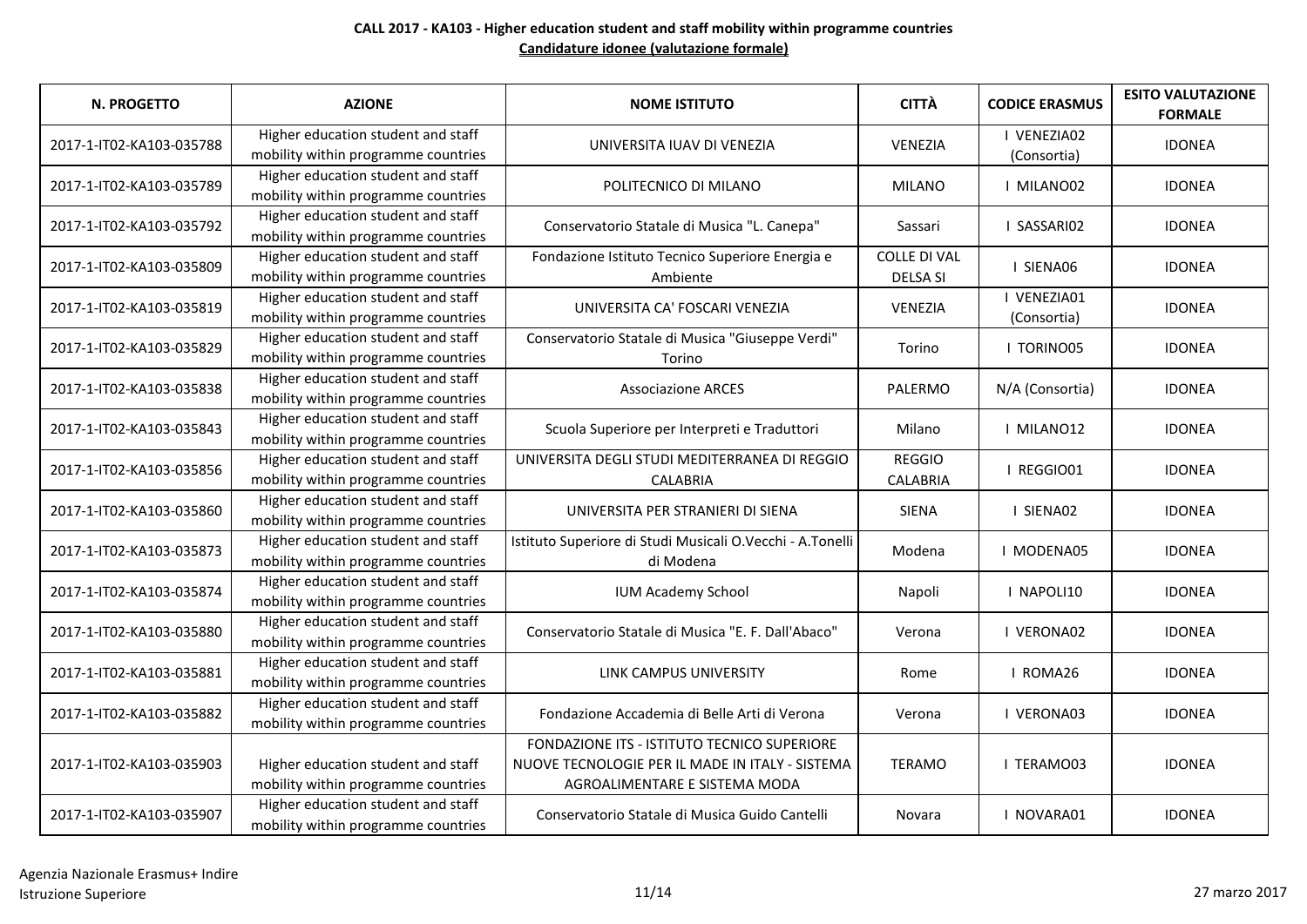**CALL 2017 - KA103 - Higher education student and staff mobility within programme countries**

**Candidature idonee (valutazione formale)**

| N. PROGETTO | AZIONE | NOME ISTITUTO | CITTÀ | CODICE ERASMUS | ESITO VALUTAZIONE FORMALE |
|---|---|---|---|---|---|
| 2017-1-IT02-KA103-035788 | Higher education student and staff mobility within programme countries | UNIVERSITA IUAV DI VENEZIA | VENEZIA | I VENEZIA02 (Consortia) | IDONEA |
| 2017-1-IT02-KA103-035789 | Higher education student and staff mobility within programme countries | POLITECNICO DI MILANO | MILANO | I MILANO02 | IDONEA |
| 2017-1-IT02-KA103-035792 | Higher education student and staff mobility within programme countries | Conservatorio Statale di Musica "L. Canepa" | Sassari | I SASSARI02 | IDONEA |
| 2017-1-IT02-KA103-035809 | Higher education student and staff mobility within programme countries | Fondazione Istituto Tecnico Superiore Energia e Ambiente | COLLE DI VAL DELSA SI | I SIENA06 | IDONEA |
| 2017-1-IT02-KA103-035819 | Higher education student and staff mobility within programme countries | UNIVERSITA CA' FOSCARI VENEZIA | VENEZIA | I VENEZIA01 (Consortia) | IDONEA |
| 2017-1-IT02-KA103-035829 | Higher education student and staff mobility within programme countries | Conservatorio Statale di Musica "Giuseppe Verdi" Torino | Torino | I TORINO05 | IDONEA |
| 2017-1-IT02-KA103-035838 | Higher education student and staff mobility within programme countries | Associazione ARCES | PALERMO | N/A (Consortia) | IDONEA |
| 2017-1-IT02-KA103-035843 | Higher education student and staff mobility within programme countries | Scuola Superiore per Interpreti e Traduttori | Milano | I MILANO12 | IDONEA |
| 2017-1-IT02-KA103-035856 | Higher education student and staff mobility within programme countries | UNIVERSITA DEGLI STUDI MEDITERRANEA DI REGGIO CALABRIA | REGGIO CALABRIA | I REGGIO01 | IDONEA |
| 2017-1-IT02-KA103-035860 | Higher education student and staff mobility within programme countries | UNIVERSITA PER STRANIERI DI SIENA | SIENA | I SIENA02 | IDONEA |
| 2017-1-IT02-KA103-035873 | Higher education student and staff mobility within programme countries | Istituto Superiore di Studi Musicali O.Vecchi - A.Tonelli di Modena | Modena | I MODENA05 | IDONEA |
| 2017-1-IT02-KA103-035874 | Higher education student and staff mobility within programme countries | IUM Academy School | Napoli | I NAPOLI10 | IDONEA |
| 2017-1-IT02-KA103-035880 | Higher education student and staff mobility within programme countries | Conservatorio Statale di Musica "E. F. Dall'Abaco" | Verona | I VERONA02 | IDONEA |
| 2017-1-IT02-KA103-035881 | Higher education student and staff mobility within programme countries | LINK CAMPUS UNIVERSITY | Rome | I ROMA26 | IDONEA |
| 2017-1-IT02-KA103-035882 | Higher education student and staff mobility within programme countries | Fondazione Accademia di Belle Arti di Verona | Verona | I VERONA03 | IDONEA |
| 2017-1-IT02-KA103-035903 | Higher education student and staff mobility within programme countries | FONDAZIONE ITS - ISTITUTO TECNICO SUPERIORE NUOVE TECNOLOGIE PER IL MADE IN ITALY - SISTEMA AGROALIMENTARE E SISTEMA MODA | TERAMO | I TERAMO03 | IDONEA |
| 2017-1-IT02-KA103-035907 | Higher education student and staff mobility within programme countries | Conservatorio Statale di Musica Guido Cantelli | Novara | I NOVARA01 | IDONEA |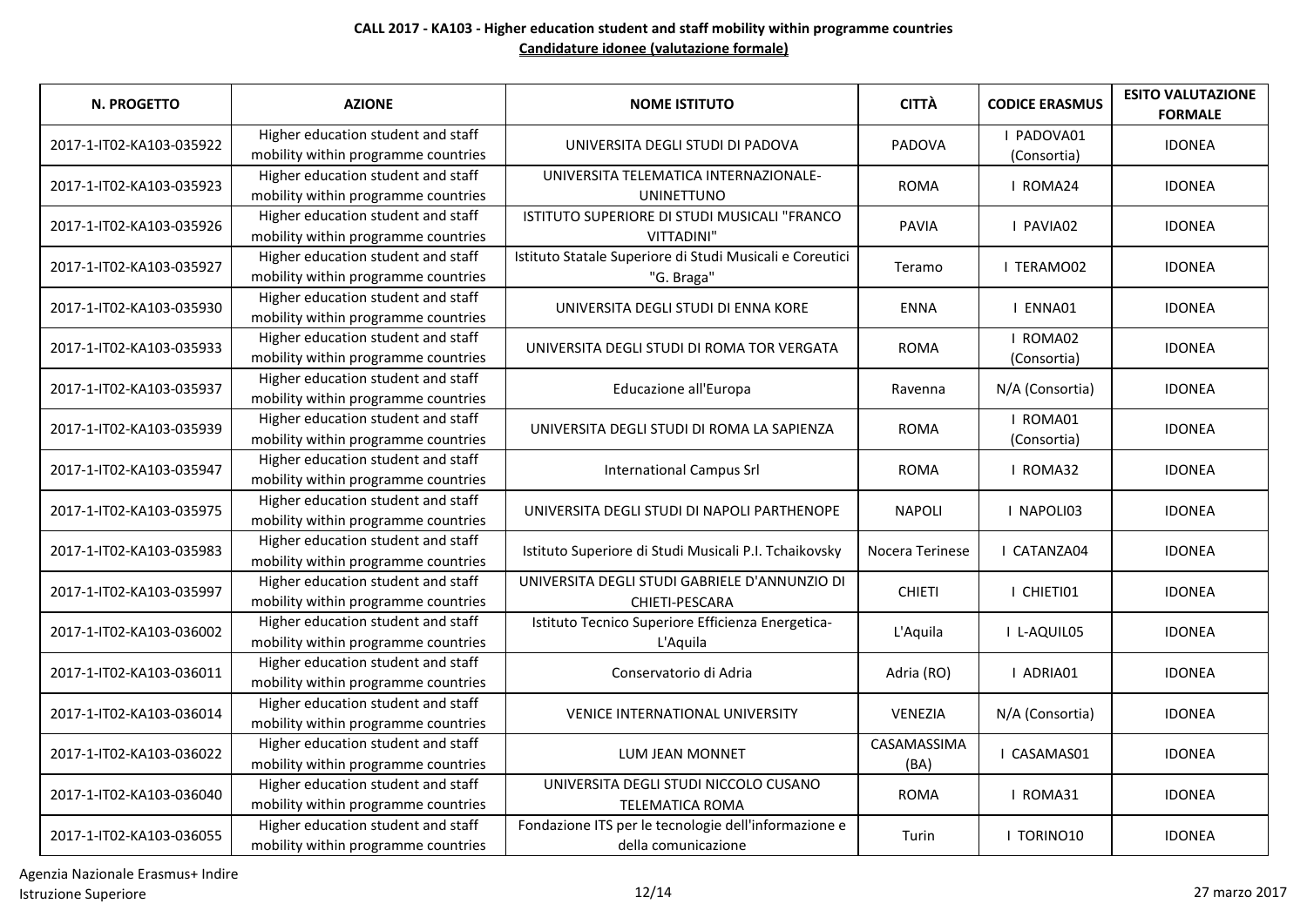**CALL 2017 - KA103 - Higher education student and staff mobility within programme countries**

**Candidature idonee (valutazione formale)**

| N. PROGETTO | AZIONE | NOME ISTITUTO | CITTÀ | CODICE ERASMUS | ESITO VALUTAZIONE FORMALE |
|---|---|---|---|---|---|
| 2017-1-IT02-KA103-035922 | Higher education student and staff mobility within programme countries | UNIVERSITA DEGLI STUDI DI PADOVA | PADOVA | I PADOVA01 (Consortia) | IDONEA |
| 2017-1-IT02-KA103-035923 | Higher education student and staff mobility within programme countries | UNIVERSITA TELEMATICA INTERNAZIONALE-UNINETTUNO | ROMA | I ROMA24 | IDONEA |
| 2017-1-IT02-KA103-035926 | Higher education student and staff mobility within programme countries | ISTITUTO SUPERIORE DI STUDI MUSICALI "FRANCO VITTADINI" | PAVIA | I PAVIA02 | IDONEA |
| 2017-1-IT02-KA103-035927 | Higher education student and staff mobility within programme countries | Istituto Statale Superiore di Studi Musicali e Coreutici "G. Braga" | Teramo | I TERAMO02 | IDONEA |
| 2017-1-IT02-KA103-035930 | Higher education student and staff mobility within programme countries | UNIVERSITA DEGLI STUDI DI ENNA KORE | ENNA | I ENNA01 | IDONEA |
| 2017-1-IT02-KA103-035933 | Higher education student and staff mobility within programme countries | UNIVERSITA DEGLI STUDI DI ROMA TOR VERGATA | ROMA | I ROMA02 (Consortia) | IDONEA |
| 2017-1-IT02-KA103-035937 | Higher education student and staff mobility within programme countries | Educazione all'Europa | Ravenna | N/A (Consortia) | IDONEA |
| 2017-1-IT02-KA103-035939 | Higher education student and staff mobility within programme countries | UNIVERSITA DEGLI STUDI DI ROMA LA SAPIENZA | ROMA | I ROMA01 (Consortia) | IDONEA |
| 2017-1-IT02-KA103-035947 | Higher education student and staff mobility within programme countries | International Campus Srl | ROMA | I ROMA32 | IDONEA |
| 2017-1-IT02-KA103-035975 | Higher education student and staff mobility within programme countries | UNIVERSITA DEGLI STUDI DI NAPOLI PARTHENOPE | NAPOLI | I NAPOLI03 | IDONEA |
| 2017-1-IT02-KA103-035983 | Higher education student and staff mobility within programme countries | Istituto Superiore di Studi Musicali P.I. Tchaikovsky | Nocera Terinese | I CATANZA04 | IDONEA |
| 2017-1-IT02-KA103-035997 | Higher education student and staff mobility within programme countries | UNIVERSITA DEGLI STUDI GABRIELE D'ANNUNZIO DI CHIETI-PESCARA | CHIETI | I CHIETI01 | IDONEA |
| 2017-1-IT02-KA103-036002 | Higher education student and staff mobility within programme countries | Istituto Tecnico Superiore Efficienza Energetica-L'Aquila | L'Aquila | I L-AQUIL05 | IDONEA |
| 2017-1-IT02-KA103-036011 | Higher education student and staff mobility within programme countries | Conservatorio di Adria | Adria (RO) | I ADRIA01 | IDONEA |
| 2017-1-IT02-KA103-036014 | Higher education student and staff mobility within programme countries | VENICE INTERNATIONAL UNIVERSITY | VENEZIA | N/A (Consortia) | IDONEA |
| 2017-1-IT02-KA103-036022 | Higher education student and staff mobility within programme countries | LUM JEAN MONNET | CASAMASSIMA (BA) | I CASAMAS01 | IDONEA |
| 2017-1-IT02-KA103-036040 | Higher education student and staff mobility within programme countries | UNIVERSITA DEGLI STUDI NICCOLO CUSANO TELEMATICA ROMA | ROMA | I ROMA31 | IDONEA |
| 2017-1-IT02-KA103-036055 | Higher education student and staff mobility within programme countries | Fondazione ITS per le tecnologie dell'informazione e della comunicazione | Turin | I TORINO10 | IDONEA |

Agenzia Nazionale Erasmus+ Indire
Istruzione Superiore

27 marzo 2017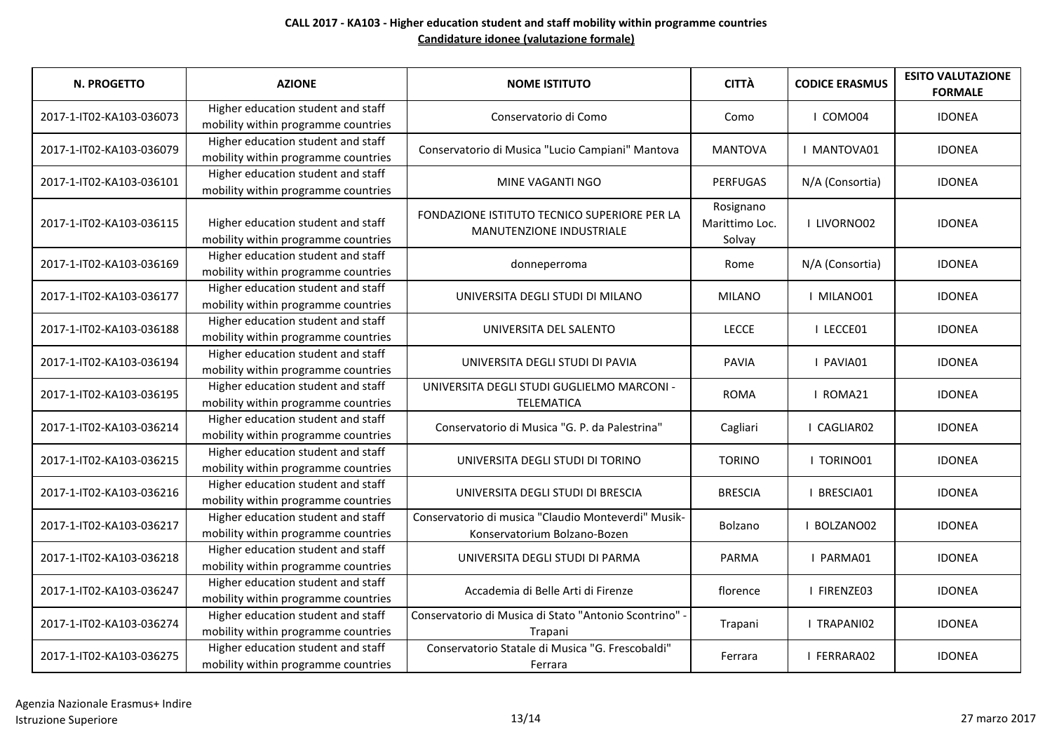**CALL 2017 - KA103 - Higher education student and staff mobility within programme countries**

**Candidature idonee (valutazione formale)**

| N. PROGETTO | AZIONE | NOME ISTITUTO | CITTÀ | CODICE ERASMUS | ESITO VALUTAZIONE FORMALE |
|---|---|---|---|---|---|
| 2017-1-IT02-KA103-036073 | Higher education student and staff mobility within programme countries | Conservatorio di Como | Como | I COMO04 | IDONEA |
| 2017-1-IT02-KA103-036079 | Higher education student and staff mobility within programme countries | Conservatorio di Musica "Lucio Campiani" Mantova | MANTOVA | I MANTOVA01 | IDONEA |
| 2017-1-IT02-KA103-036101 | Higher education student and staff mobility within programme countries | MINE VAGANTI NGO | PERFUGAS | N/A (Consortia) | IDONEA |
| 2017-1-IT02-KA103-036115 | Higher education student and staff mobility within programme countries | FONDAZIONE ISTITUTO TECNICO SUPERIORE PER LA MANUTENZIONE INDUSTRIALE | Rosignano Marittimo Loc. Solvay | I LIVORNO02 | IDONEA |
| 2017-1-IT02-KA103-036169 | Higher education student and staff mobility within programme countries | donneperroma | Rome | N/A (Consortia) | IDONEA |
| 2017-1-IT02-KA103-036177 | Higher education student and staff mobility within programme countries | UNIVERSITA DEGLI STUDI DI MILANO | MILANO | I MILANO01 | IDONEA |
| 2017-1-IT02-KA103-036188 | Higher education student and staff mobility within programme countries | UNIVERSITA DEL SALENTO | LECCE | I LECCE01 | IDONEA |
| 2017-1-IT02-KA103-036194 | Higher education student and staff mobility within programme countries | UNIVERSITA DEGLI STUDI DI PAVIA | PAVIA | I PAVIA01 | IDONEA |
| 2017-1-IT02-KA103-036195 | Higher education student and staff mobility within programme countries | UNIVERSITA DEGLI STUDI GUGLIELMO MARCONI - TELEMATICA | ROMA | I ROMA21 | IDONEA |
| 2017-1-IT02-KA103-036214 | Higher education student and staff mobility within programme countries | Conservatorio di Musica "G. P. da Palestrina" | Cagliari | I CAGLIAR02 | IDONEA |
| 2017-1-IT02-KA103-036215 | Higher education student and staff mobility within programme countries | UNIVERSITA DEGLI STUDI DI TORINO | TORINO | I TORINO01 | IDONEA |
| 2017-1-IT02-KA103-036216 | Higher education student and staff mobility within programme countries | UNIVERSITA DEGLI STUDI DI BRESCIA | BRESCIA | I BRESCIA01 | IDONEA |
| 2017-1-IT02-KA103-036217 | Higher education student and staff mobility within programme countries | Conservatorio di musica "Claudio Monteverdi" Musik-Konservatorium Bolzano-Bozen | Bolzano | I BOLZANO02 | IDONEA |
| 2017-1-IT02-KA103-036218 | Higher education student and staff mobility within programme countries | UNIVERSITA DEGLI STUDI DI PARMA | PARMA | I PARMA01 | IDONEA |
| 2017-1-IT02-KA103-036247 | Higher education student and staff mobility within programme countries | Accademia di Belle Arti di Firenze | florence | I FIRENZE03 | IDONEA |
| 2017-1-IT02-KA103-036274 | Higher education student and staff mobility within programme countries | Conservatorio di Musica di Stato "Antonio Scontrino" - Trapani | Trapani | I TRAPANI02 | IDONEA |
| 2017-1-IT02-KA103-036275 | Higher education student and staff mobility within programme countries | Conservatorio Statale di Musica "G. Frescobaldi" Ferrara | Ferrara | I FERRARA02 | IDONEA |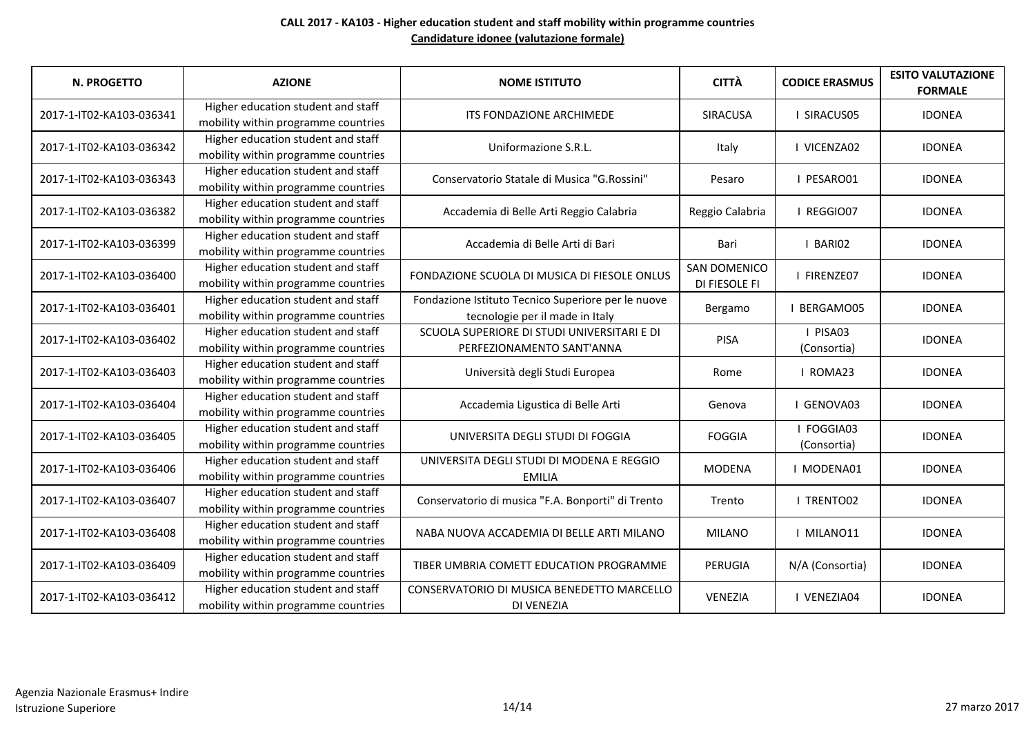**CALL 2017 - KA103 - Higher education student and staff mobility within programme countries**

**Candidature idonee (valutazione formale)**

| N. PROGETTO | AZIONE | NOME ISTITUTO | CITTÀ | CODICE ERASMUS | ESITO VALUTAZIONE FORMALE |
|---|---|---|---|---|---|
| 2017-1-IT02-KA103-036341 | Higher education student and staff mobility within programme countries | ITS FONDAZIONE ARCHIMEDE | SIRACUSA | I SIRACUS05 | IDONEA |
| 2017-1-IT02-KA103-036342 | Higher education student and staff mobility within programme countries | Uniformazione S.R.L. | Italy | I VICENZA02 | IDONEA |
| 2017-1-IT02-KA103-036343 | Higher education student and staff mobility within programme countries | Conservatorio Statale di Musica "G.Rossini" | Pesaro | I PESARO01 | IDONEA |
| 2017-1-IT02-KA103-036382 | Higher education student and staff mobility within programme countries | Accademia di Belle Arti Reggio Calabria | Reggio Calabria | I REGGIO07 | IDONEA |
| 2017-1-IT02-KA103-036399 | Higher education student and staff mobility within programme countries | Accademia di Belle Arti di Bari | Bari | I BARI02 | IDONEA |
| 2017-1-IT02-KA103-036400 | Higher education student and staff mobility within programme countries | FONDAZIONE SCUOLA DI MUSICA DI FIESOLE ONLUS | SAN DOMENICO DI FIESOLE FI | I FIRENZE07 | IDONEA |
| 2017-1-IT02-KA103-036401 | Higher education student and staff mobility within programme countries | Fondazione Istituto Tecnico Superiore per le nuove tecnologie per il made in Italy | Bergamo | I BERGAMO05 | IDONEA |
| 2017-1-IT02-KA103-036402 | Higher education student and staff mobility within programme countries | SCUOLA SUPERIORE DI STUDI UNIVERSITARI E DI PERFEZIONAMENTO SANT'ANNA | PISA | I PISA03 (Consortia) | IDONEA |
| 2017-1-IT02-KA103-036403 | Higher education student and staff mobility within programme countries | Università degli Studi Europea | Rome | I ROMA23 | IDONEA |
| 2017-1-IT02-KA103-036404 | Higher education student and staff mobility within programme countries | Accademia Ligustica di Belle Arti | Genova | I GENOVA03 | IDONEA |
| 2017-1-IT02-KA103-036405 | Higher education student and staff mobility within programme countries | UNIVERSITA DEGLI STUDI DI FOGGIA | FOGGIA | I FOGGIA03 (Consortia) | IDONEA |
| 2017-1-IT02-KA103-036406 | Higher education student and staff mobility within programme countries | UNIVERSITA DEGLI STUDI DI MODENA E REGGIO EMILIA | MODENA | I MODENA01 | IDONEA |
| 2017-1-IT02-KA103-036407 | Higher education student and staff mobility within programme countries | Conservatorio di musica "F.A. Bonporti" di Trento | Trento | I TRENTO02 | IDONEA |
| 2017-1-IT02-KA103-036408 | Higher education student and staff mobility within programme countries | NABA NUOVA ACCADEMIA DI BELLE ARTI MILANO | MILANO | I MILANO11 | IDONEA |
| 2017-1-IT02-KA103-036409 | Higher education student and staff mobility within programme countries | TIBER UMBRIA COMETT EDUCATION PROGRAMME | PERUGIA | N/A (Consortia) | IDONEA |
| 2017-1-IT02-KA103-036412 | Higher education student and staff mobility within programme countries | CONSERVATORIO DI MUSICA BENEDETTO MARCELLO DI VENEZIA | VENEZIA | I VENEZIA04 | IDONEA |

Agenzia Nazionale Erasmus+ Indire
Istruzione Superiore

27 marzo 2017